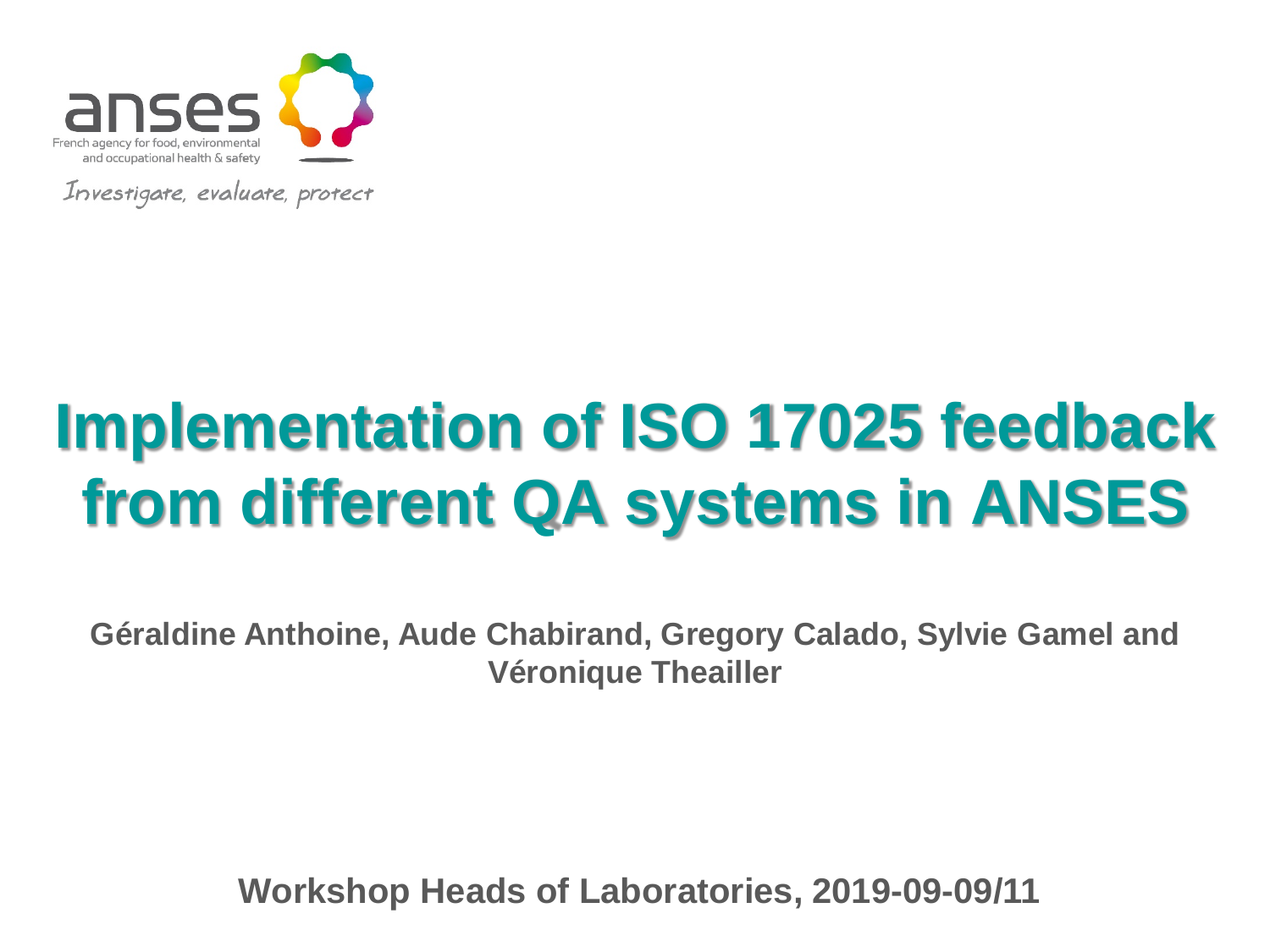anses

French agency for food, environmental and occupational health & safety

*Investigate, evaluate, protect*

# Implementation of ISO 17025 feedback from different QA systems in ANSES

**Géraldine Anthoine, Aude Chabirand, Gregory Calado, Sylvie Gamel and Véronique Theailler**

**Workshop Heads of Laboratories, 2019-09-09/11**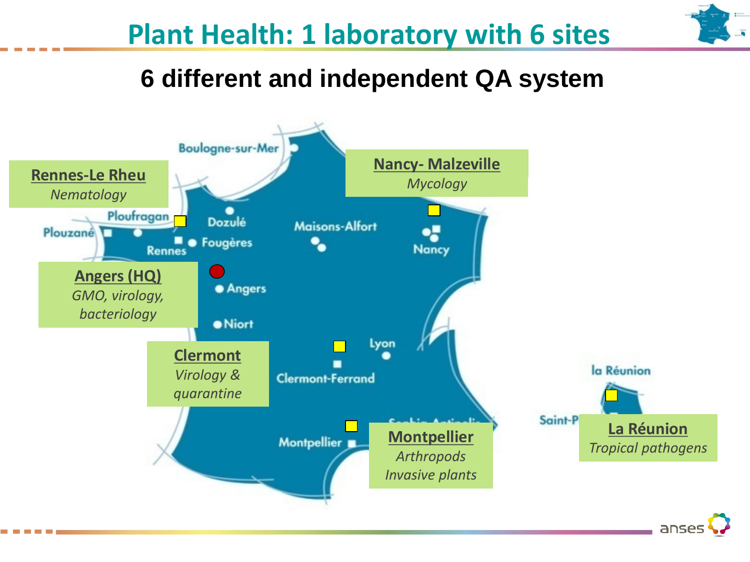# Plant Health: 1 laboratory with 6 sites

## 6 different and independent QA system

**Rennes-Le Rheu**
*Nematology*

**Nancy- Malzeville**
*Mycology*

**Angers (HQ)**
*GMO, virology, bacteriology*

**Clermont**
*Virology & quarantine*

**Montpellier**
*Arthropods*
*Invasive plants*

**La Réunion**
*Tropical pathogens*

Boulogne-sur-Mer, Plouzané, Ploufragan, Dozulé, Rennes, Fougères, Maisons-Alfort, Nancy, Angers, Niort, Lyon, Clermont-Ferrand, Montpellier, Sophia-Antipolis, la Réunion, Saint-P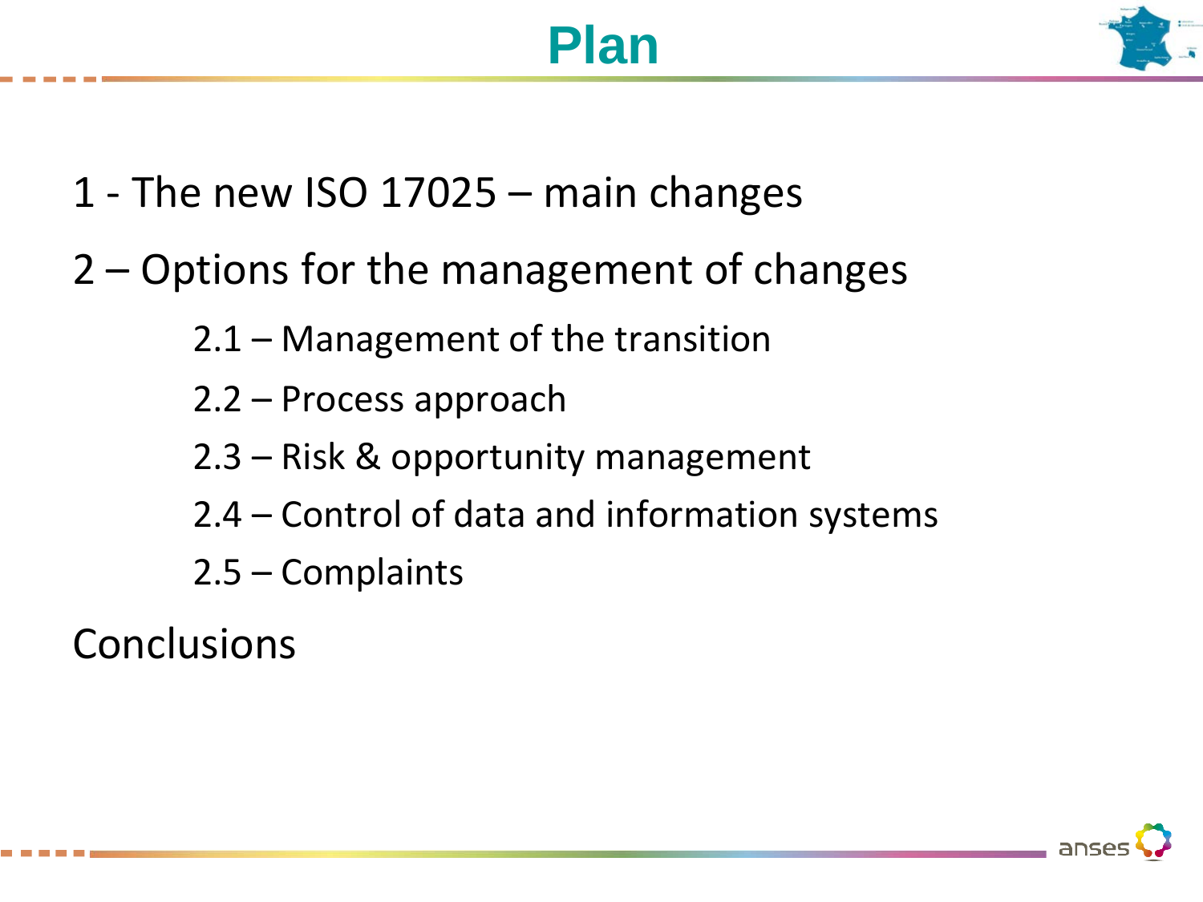# Plan

1 - The new ISO 17025 – main changes

2 – Options for the management of changes

- 2.1 – Management of the transition
- 2.2 – Process approach
- 2.3 – Risk & opportunity management
- 2.4 – Control of data and information systems
- 2.5 – Complaints

Conclusions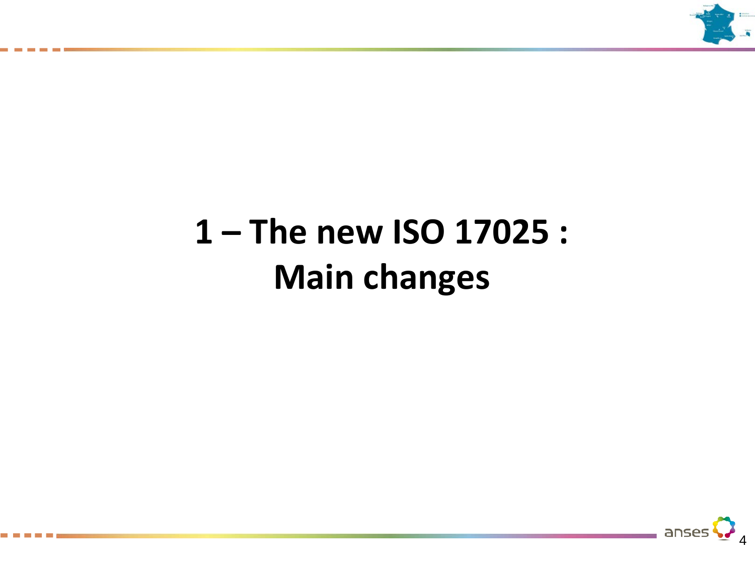# 1 – The new ISO 17025 : Main changes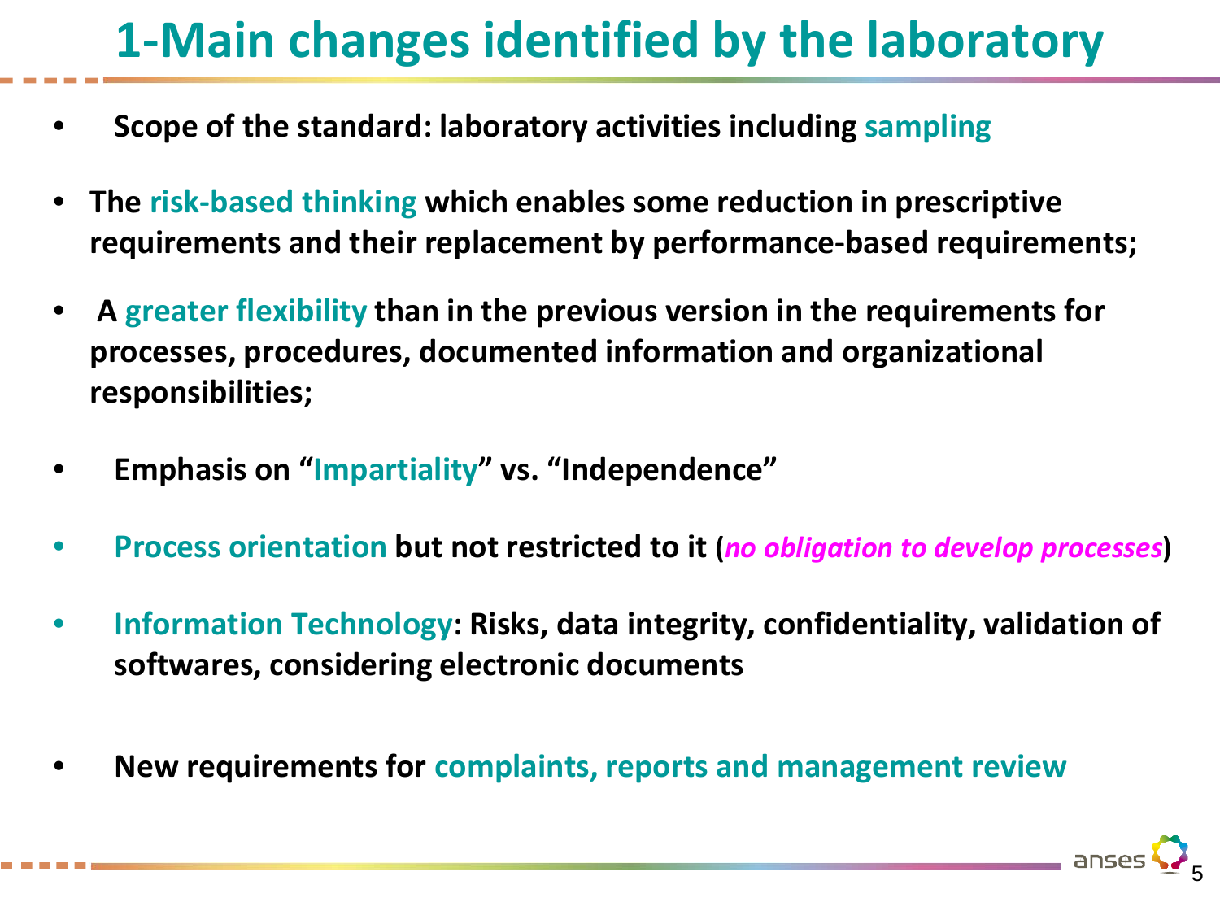# 1-Main changes identified by the laboratory

- **Scope of the standard: laboratory activities including sampling**
- **The risk-based thinking which enables some reduction in prescriptive requirements and their replacement by performance-based requirements;**
- **A greater flexibility than in the previous version in the requirements for processes, procedures, documented information and organizational responsibilities;**
- **Emphasis on "Impartiality" vs. "Independence"**
- **Process orientation but not restricted to it (*no obligation to develop processes*)**
- **Information Technology: Risks, data integrity, confidentiality, validation of softwares, considering electronic documents**
- **New requirements for complaints, reports and management review**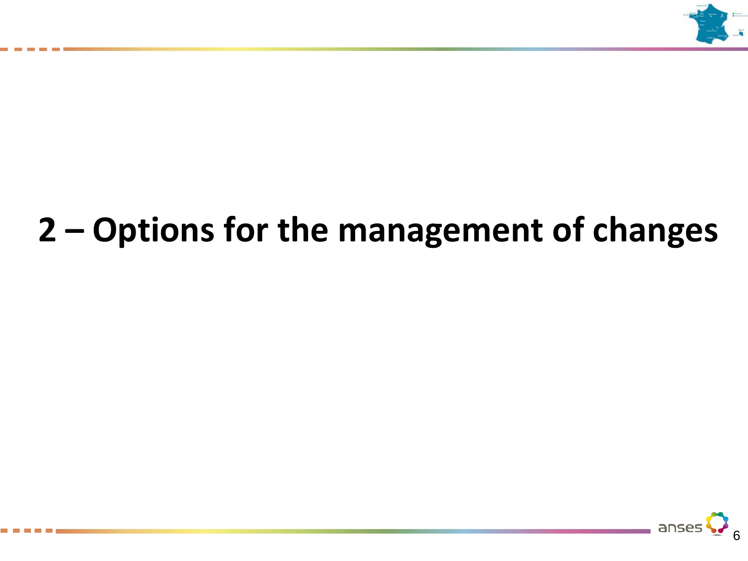# 2 – Options for the management of changes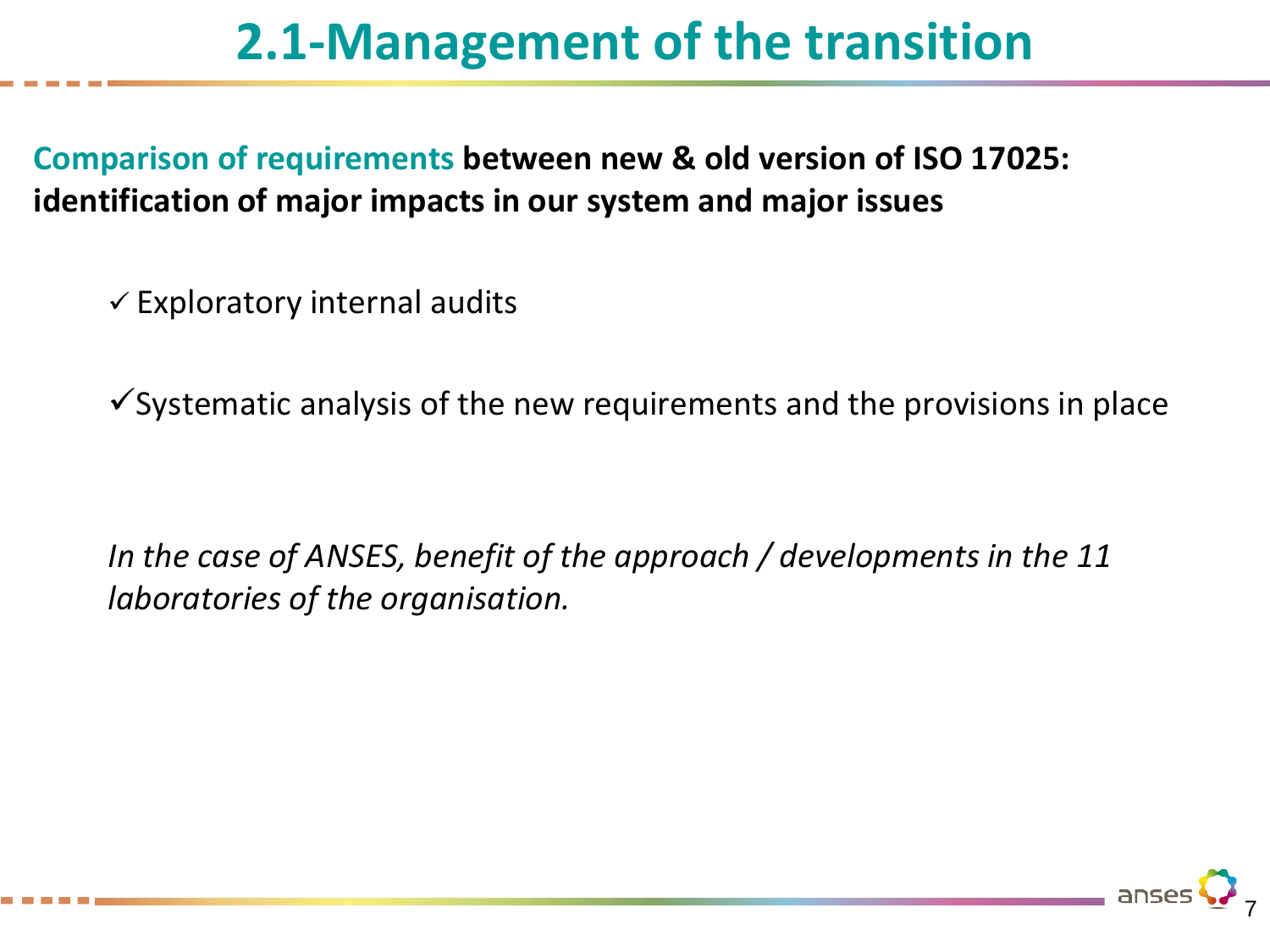# 2.1-Management of the transition

**Comparison of requirements between new & old version of ISO 17025: identification of major impacts in our system and major issues**

- ✓ Exploratory internal audits
- ✓ Systematic analysis of the new requirements and the provisions in place

*In the case of ANSES, benefit of the approach / developments in the 11 laboratories of the organisation.*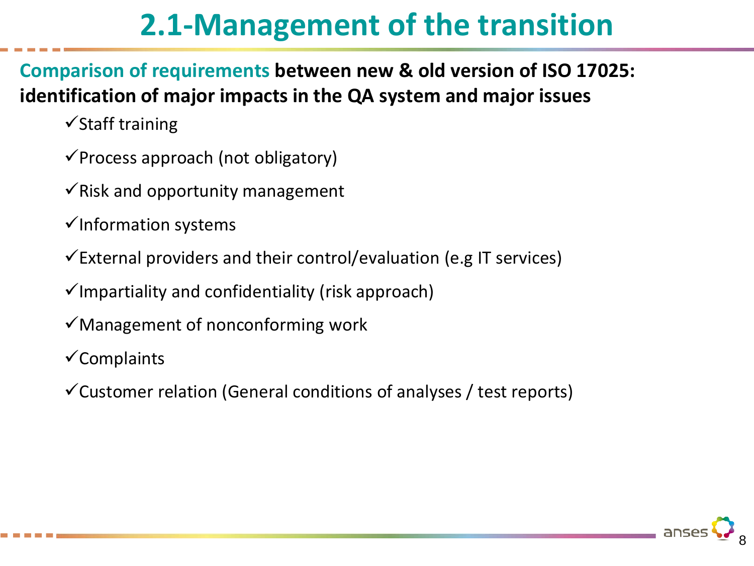# 2.1-Management of the transition

**Comparison of requirements between new & old version of ISO 17025: identification of major impacts in the QA system and major issues**

- ✓Staff training
- ✓Process approach (not obligatory)
- ✓Risk and opportunity management
- ✓Information systems
- ✓External providers and their control/evaluation (e.g IT services)
- ✓Impartiality and confidentiality (risk approach)
- ✓Management of nonconforming work
- ✓Complaints
- ✓Customer relation (General conditions of analyses / test reports)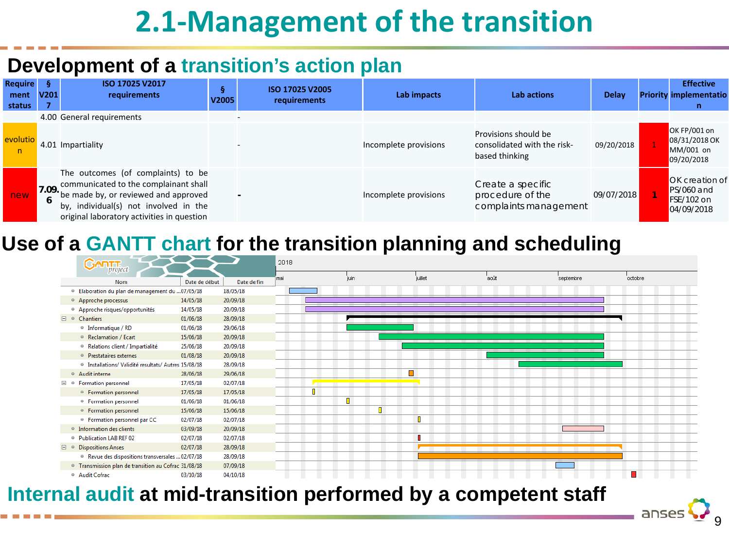# 2.1-Management of the transition

## Development of a transition's action plan

| Requirement status | § V2017 | ISO 17025 V2017 requirements | § V2005 | ISO 17025 V2005 requirements | Lab impacts | Lab actions | Delay | Priority | Effective implementation |
|---|---|---|---|---|---|---|---|---|---|
| | 4.00 | General requirements | | - | | | | | |
| evolution | 4.01 | Impartiality | | - | Incomplete provisions | Provisions should be consolidated with the risk-based thinking | 09/20/2018 | 1 | OK FP/001 on 08/31/2018 OK MM/001 on 09/20/2018 |
| new | 7.09.6 | The outcomes (of complaints) to be communicated to the complainant shall be made by, or reviewed and approved by, individual(s) not involved in the original laboratory activities in question | | - | Incomplete provisions | Create a specific procedure of the complaints management | 09/07/2018 | 1 | OK creation of PS/060 and FSE/102 on 04/09/2018 |

## Use of a GANTT chart for the transition planning and scheduling

| Nom | Date de début | Date de fin |
|---|---|---|
| Elaboration du plan de management du ... | 07/05/18 | 18/05/18 |
| Approche processus | 14/05/18 | 20/09/18 |
| Approche risques/opportunités | 14/05/18 | 20/09/18 |
| Chantiers | 01/06/18 | 28/09/18 |
| Informatique / RD | 01/06/18 | 29/06/18 |
| Reclamation / Ecart | 15/06/18 | 20/09/18 |
| Relations client / Impartialité | 25/06/18 | 20/09/18 |
| Prestataires externes | 01/08/18 | 20/09/18 |
| Installations/ Validité resultats/ Autres | 15/08/18 | 28/09/18 |
| Audit interne | 28/06/18 | 29/06/18 |
| Formation personnel | 17/05/18 | 02/07/18 |
| Formation personnel | 17/05/18 | 17/05/18 |
| Formation personnel | 01/06/18 | 01/06/18 |
| Formation personnel | 15/06/18 | 15/06/18 |
| Formation personnel par CC | 02/07/18 | 02/07/18 |
| Information des clients | 03/09/18 | 20/09/18 |
| Publication LAB REF 02 | 02/07/18 | 02/07/18 |
| Dispositions Anses | 02/07/18 | 28/09/18 |
| Revue des dispositions transversales ... | 02/07/18 | 28/09/18 |
| Transmission plan de transition au Cofrac | 31/08/18 | 07/09/18 |
| Audit Cofrac | 03/10/18 | 04/10/18 |

## Internal audit at mid-transition performed by a competent staff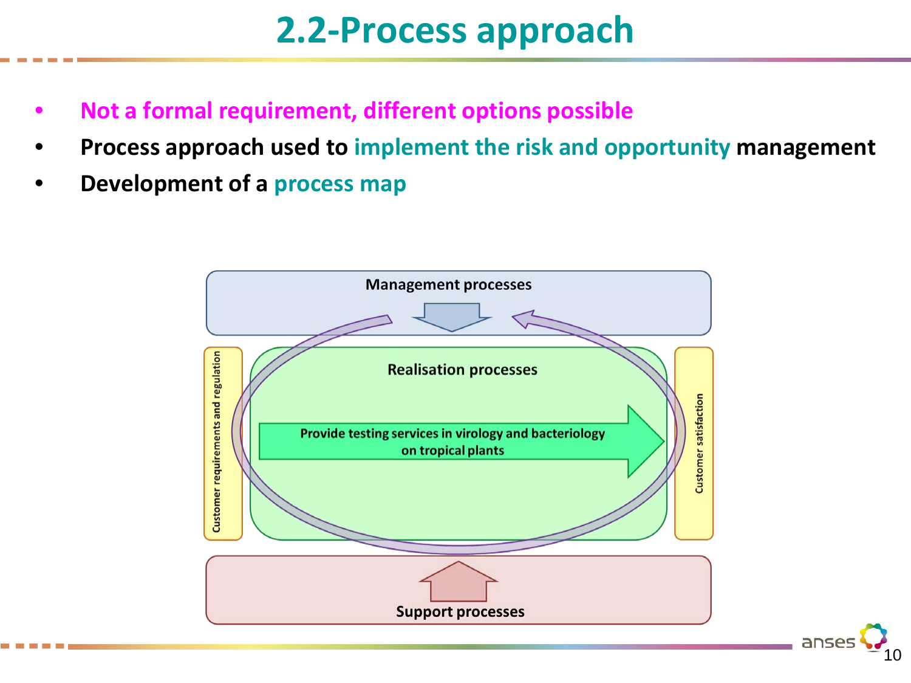# 2.2-Process approach

- **Not a formal requirement, different options possible**
- **Process approach used to implement the risk and opportunity management**
- **Development of a process map**

**Management processes**

**Customer requirements and regulation**

**Realisation processes**

**Provide testing services in virology and bacteriology on tropical plants**

**Customer satisfaction**

**Support processes**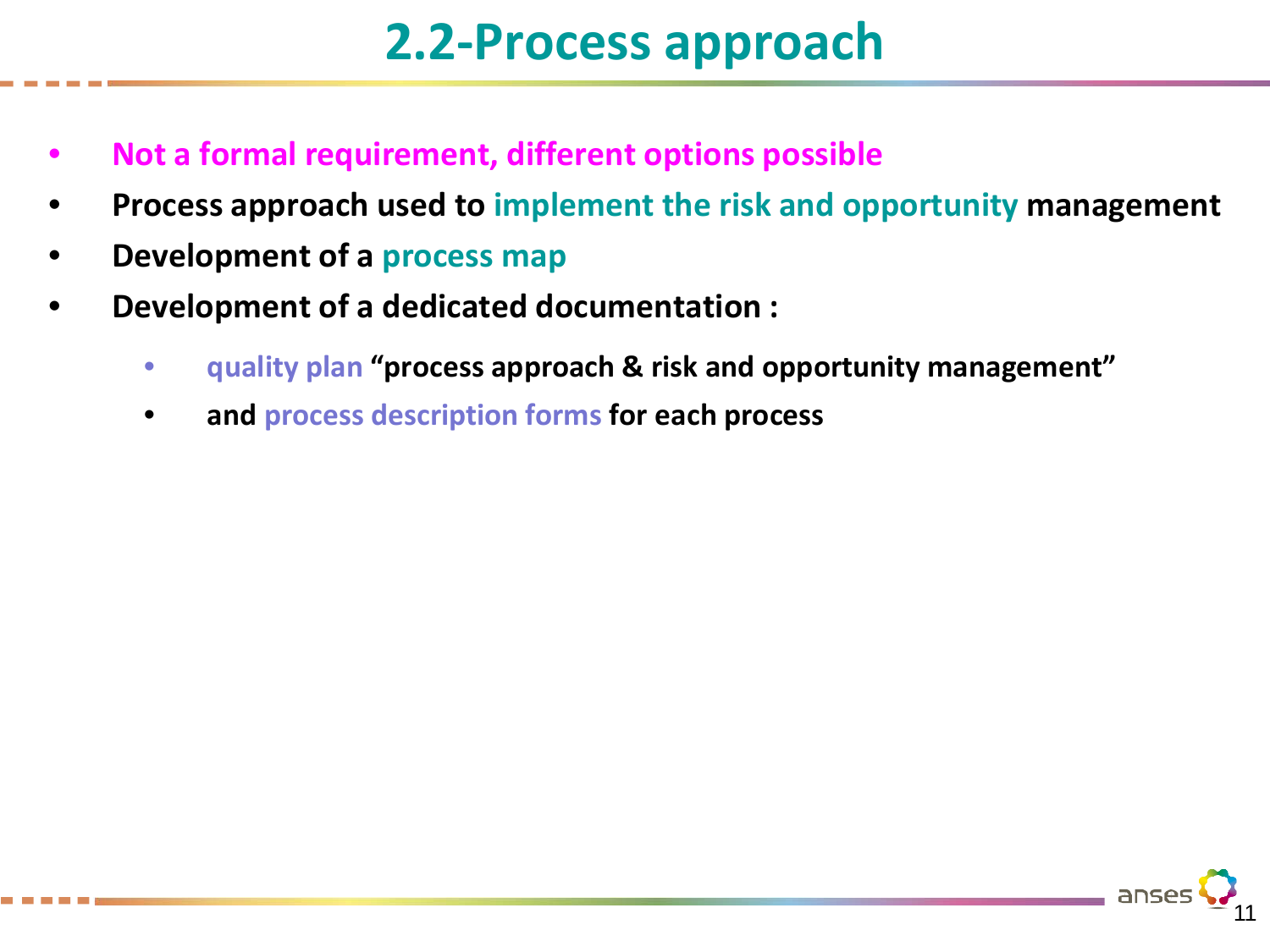# 2.2-Process approach

- **Not a formal requirement, different options possible**
- **Process approach used to implement the risk and opportunity management**
- **Development of a process map**
- **Development of a dedicated documentation :**
  - **quality plan "process approach & risk and opportunity management"**
  - **and process description forms for each process**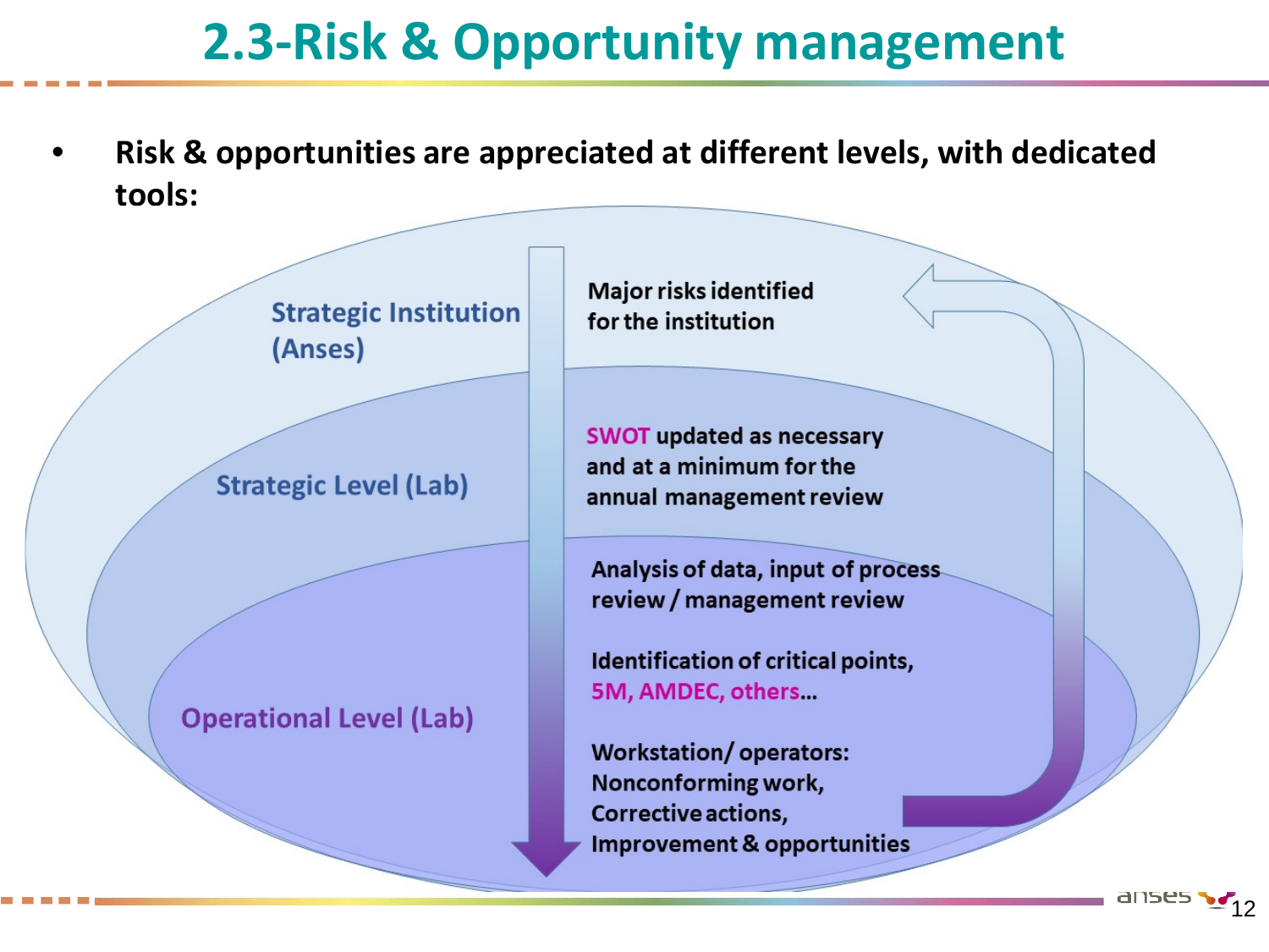# 2.3-Risk & Opportunity management

- **Risk & opportunities are appreciated at different levels, with dedicated tools:**

**Strategic Institution (Anses)**

**Major risks identified for the institution**

**Strategic Level (Lab)**

**SWOT updated as necessary and at a minimum for the annual management review**

**Operational Level (Lab)**

**Analysis of data, input of process review / management review**

**Identification of critical points, 5M, AMDEC, others…**

**Workstation/ operators: Nonconforming work, Corrective actions, Improvement & opportunities**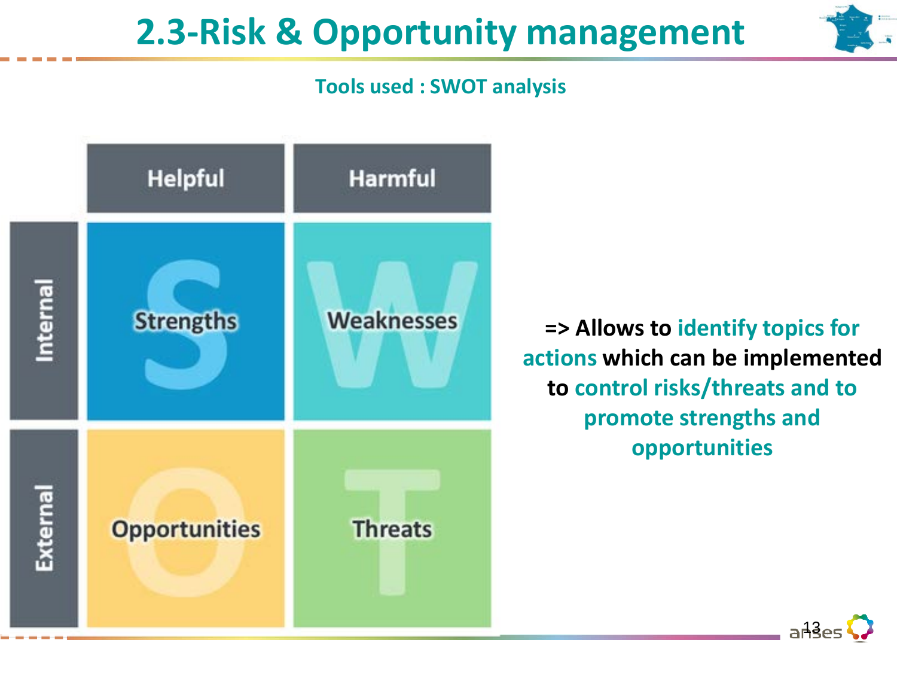# 2.3-Risk & Opportunity management

**Tools used : SWOT analysis**

| | Helpful | Harmful |
|---|---|---|
| Internal | Strengths | Weaknesses |
| External | Opportunities | Threats |

**=> Allows to identify topics for actions which can be implemented to control risks/threats and to promote strengths and opportunities**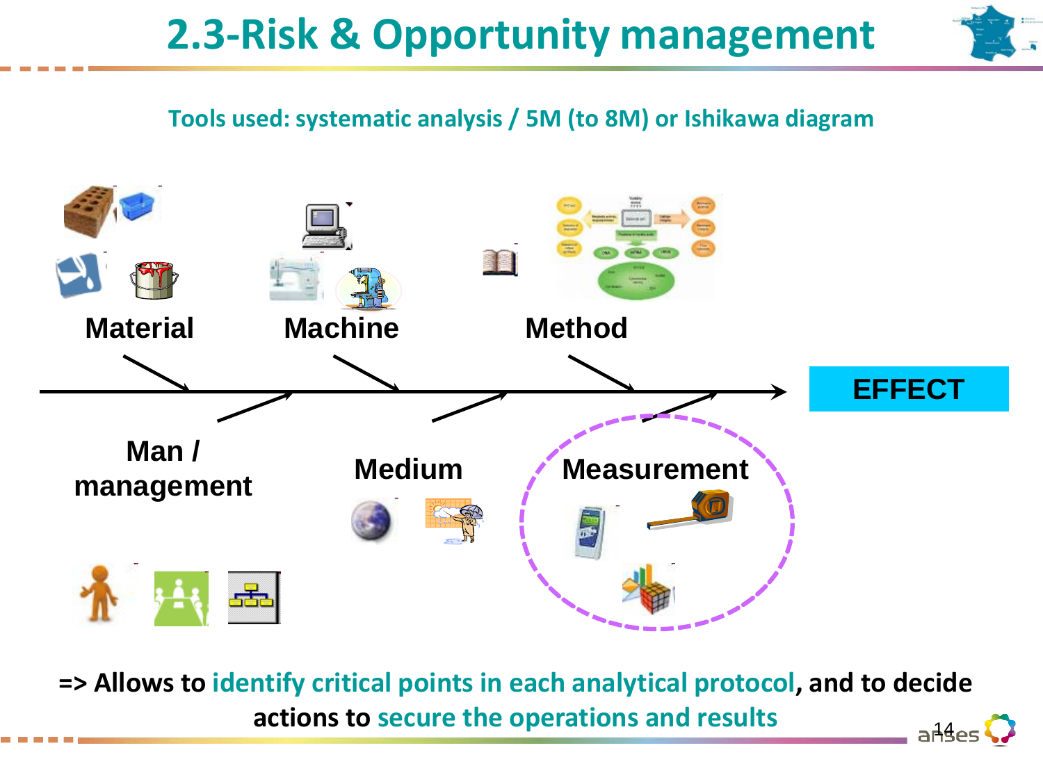# 2.3-Risk & Opportunity management

Tools used: systematic analysis / 5M (to 8M) or Ishikawa diagram

Material

Machine

Method

Man / management

Medium

Measurement

EFFECT

=> Allows to **identify critical points in each analytical protocol**, and to decide actions to **secure the operations and results**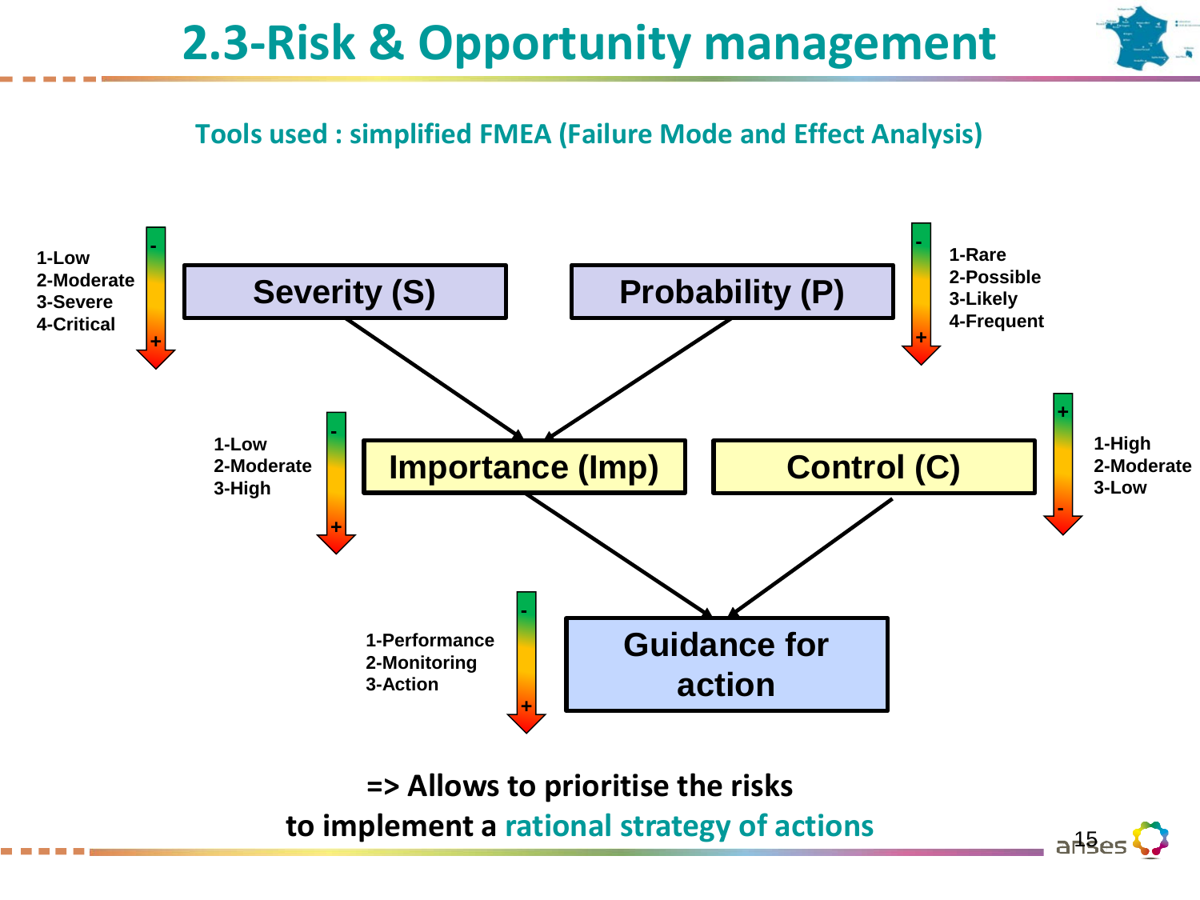# 2.3-Risk & Opportunity management

**Tools used : simplified FMEA (Failure Mode and Effect Analysis)**

**Severity (S)**
- 1-Low
- 2-Moderate
- 3-Severe
- 4-Critical

**Probability (P)**
- 1-Rare
- 2-Possible
- 3-Likely
- 4-Frequent

**Importance (Imp)**
- 1-Low
- 2-Moderate
- 3-High

**Control (C)**
- 1-High
- 2-Moderate
- 3-Low

**Guidance for action**
- 1-Performance
- 2-Monitoring
- 3-Action

**=> Allows to prioritise the risks to implement a rational strategy of actions**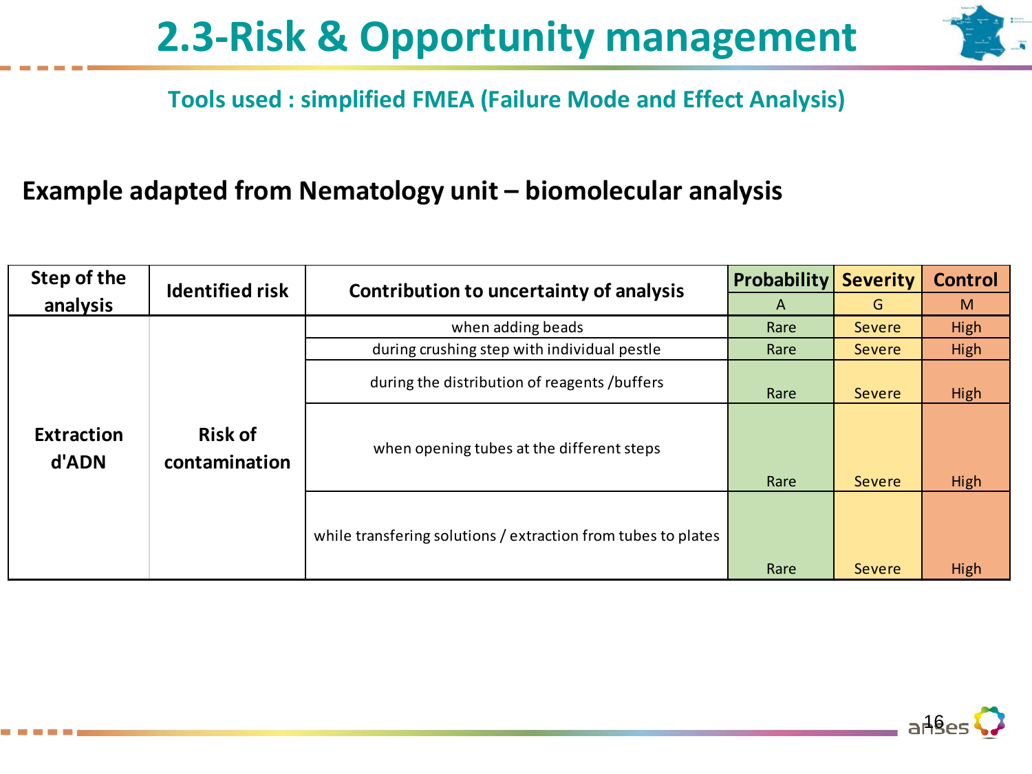# 2.3-Risk & Opportunity management

## Tools used : simplified FMEA (Failure Mode and Effect Analysis)

**Example adapted from Nematology unit – biomolecular analysis**

| Step of the analysis | Identified risk | Contribution to uncertainty of analysis | Probability | Severity | Control |
|---|---|---|---|---|---|
| | | | A | G | M |
| Extraction d'ADN | Risk of contamination | when adding beads | Rare | Severe | High |
| | | during crushing step with individual pestle | Rare | Severe | High |
| | | during the distribution of reagents /buffers | Rare | Severe | High |
| | | when opening tubes at the different steps | Rare | Severe | High |
| | | while transfering solutions / extraction from tubes to plates | Rare | Severe | High |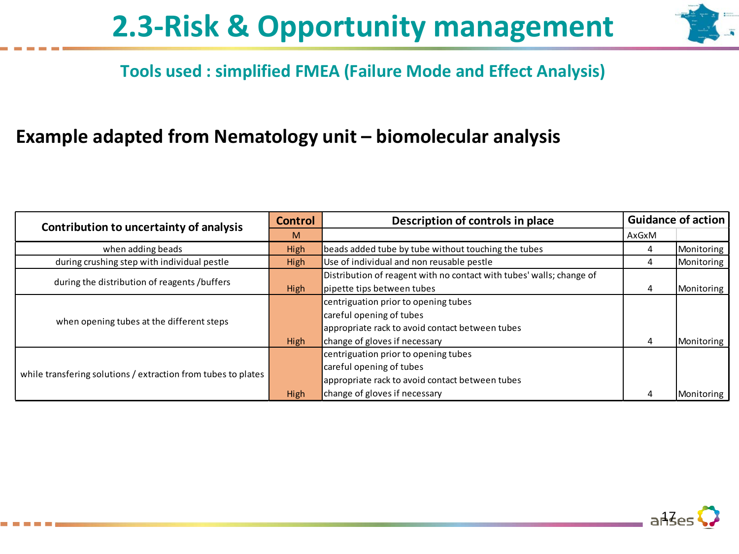# 2.3-Risk & Opportunity management

## Tools used : simplified FMEA (Failure Mode and Effect Analysis)

### Example adapted from Nematology unit – biomolecular analysis

| Contribution to uncertainty of analysis | Control | Description of controls in place | Guidance of action | |
|---|---|---|---|---|
| | M | | AxGxM | |
| when adding beads | High | beads added tube by tube without touching the tubes | 4 | Monitoring |
| during crushing step with individual pestle | High | Use of individual and non reusable pestle | 4 | Monitoring |
| during the distribution of reagents /buffers | High | Distribution of reagent with no contact with tubes' walls; change of pipette tips between tubes | 4 | Monitoring |
| when opening tubes at the different steps | High | centriguation prior to opening tubes<br>careful opening of tubes<br>appropriate rack to avoid contact between tubes<br>change of gloves if necessary | 4 | Monitoring |
| while transfering solutions / extraction from tubes to plates | High | centriguation prior to opening tubes<br>careful opening of tubes<br>appropriate rack to avoid contact between tubes<br>change of gloves if necessary | 4 | Monitoring |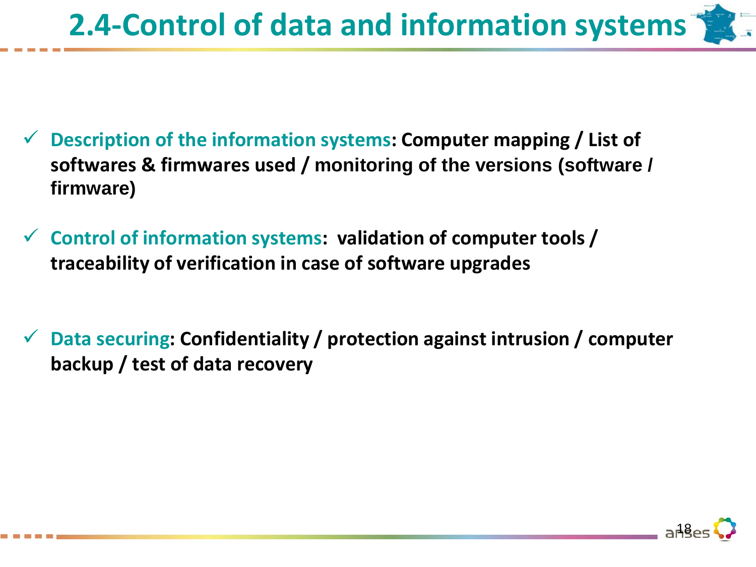# 2.4-Control of data and information systems

- ✓ **Description of the information systems: Computer mapping / List of softwares & firmwares used / monitoring of the versions (software / firmware)**

- ✓ **Control of information systems: validation of computer tools / traceability of verification in case of software upgrades**

- ✓ **Data securing: Confidentiality / protection against intrusion / computer backup / test of data recovery**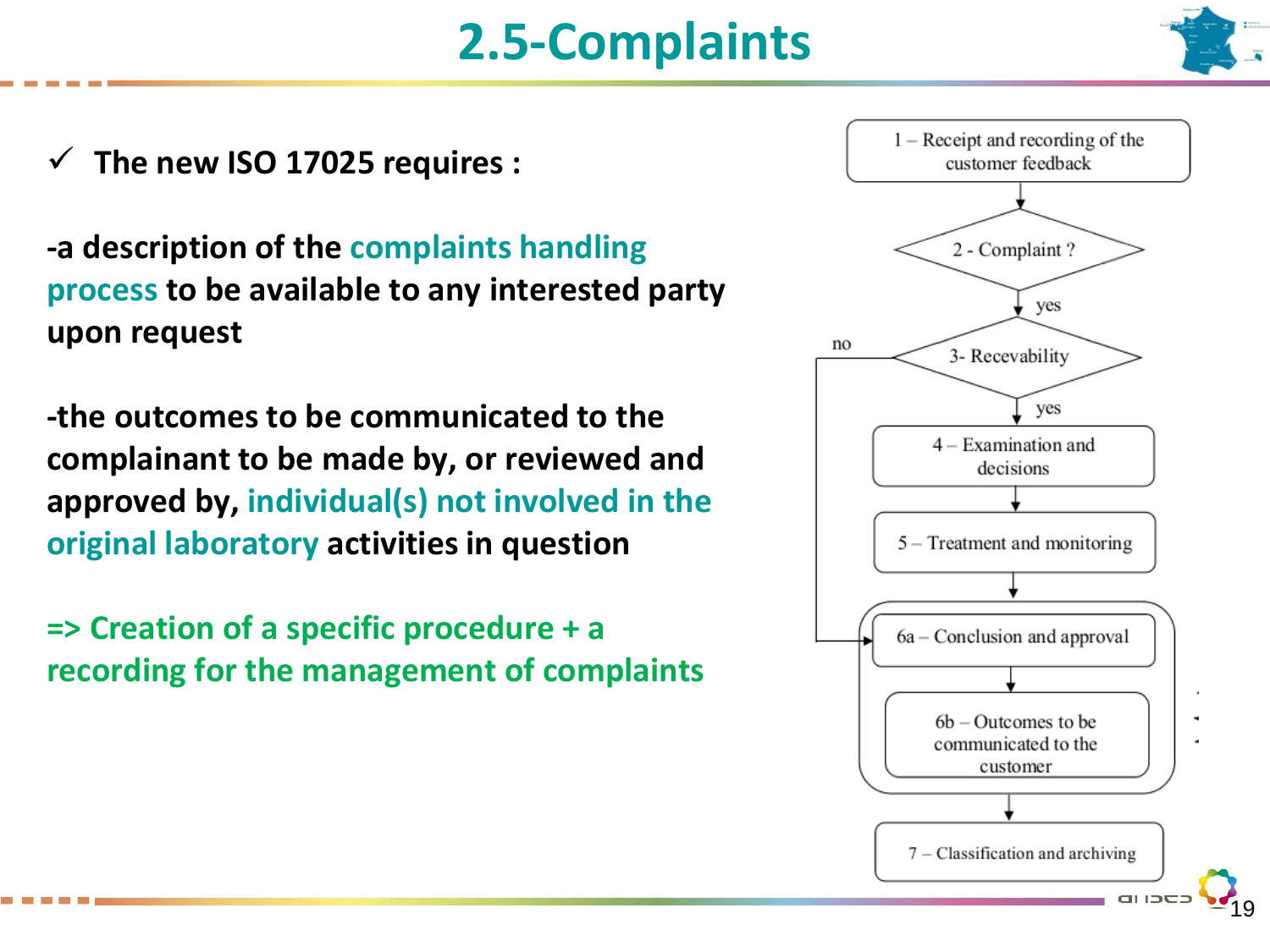# 2.5-Complaints

- ✓ **The new ISO 17025 requires :**

**-a description of the complaints handling process to be available to any interested party upon request**

**-the outcomes to be communicated to the complainant to be made by, or reviewed and approved by, individual(s) not involved in the original laboratory activities in question**

**=> Creation of a specific procedure + a recording for the management of complaints**

1 – Receipt and recording of the customer feedback

2 - Complaint ?

yes

3- Recevability

no

yes

4 – Examination and decisions

5 – Treatment and monitoring

6a – Conclusion and approval

6b – Outcomes to be communicated to the customer

7 – Classification and archiving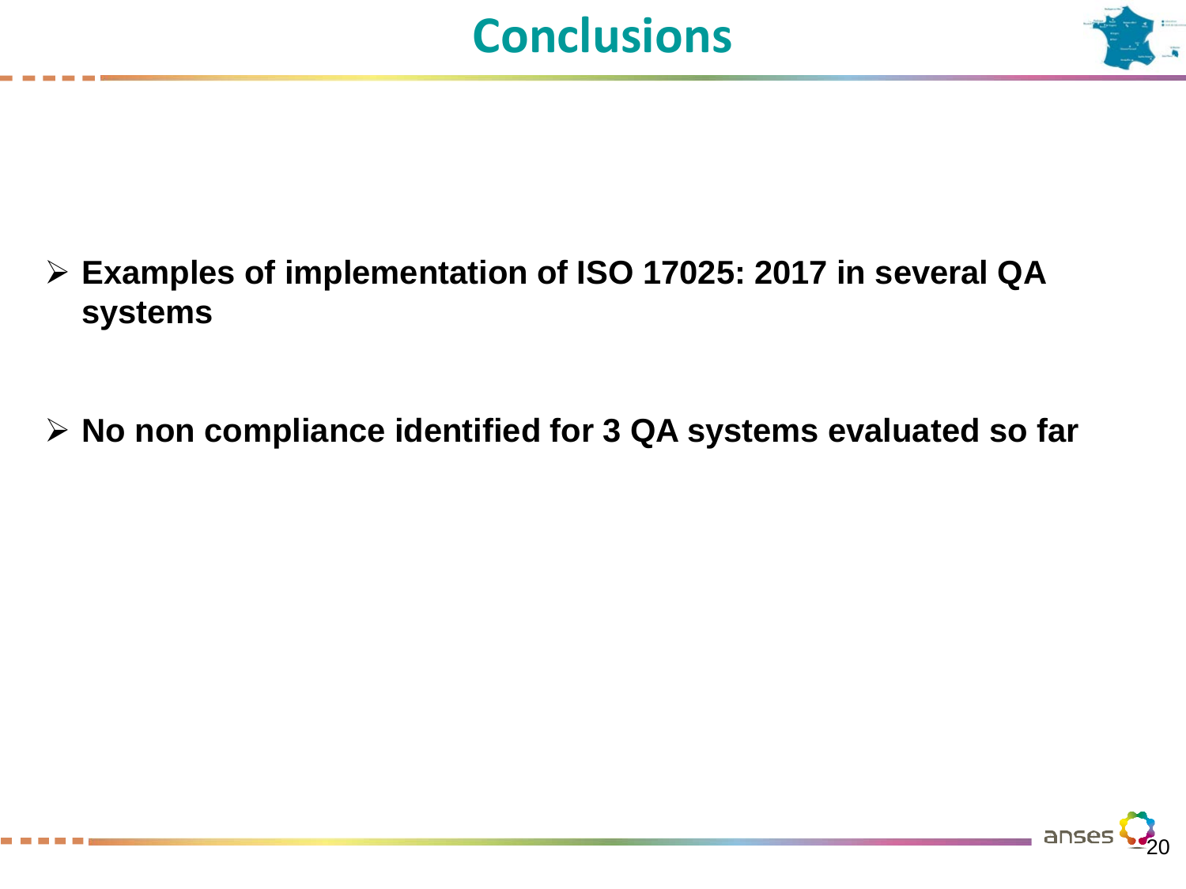# Conclusions

- **Examples of implementation of ISO 17025: 2017 in several QA systems**

- **No non compliance identified for 3 QA systems evaluated so far**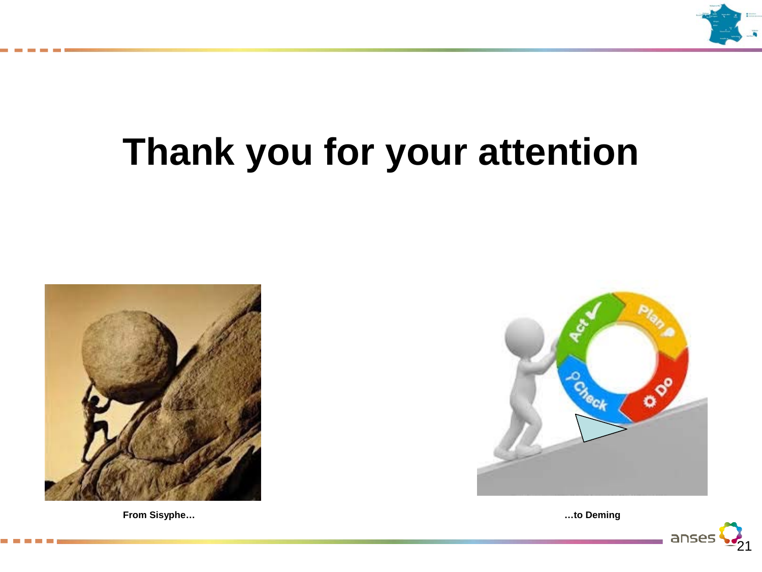# Thank you for your attention

From Sisyphe…

…to Deming